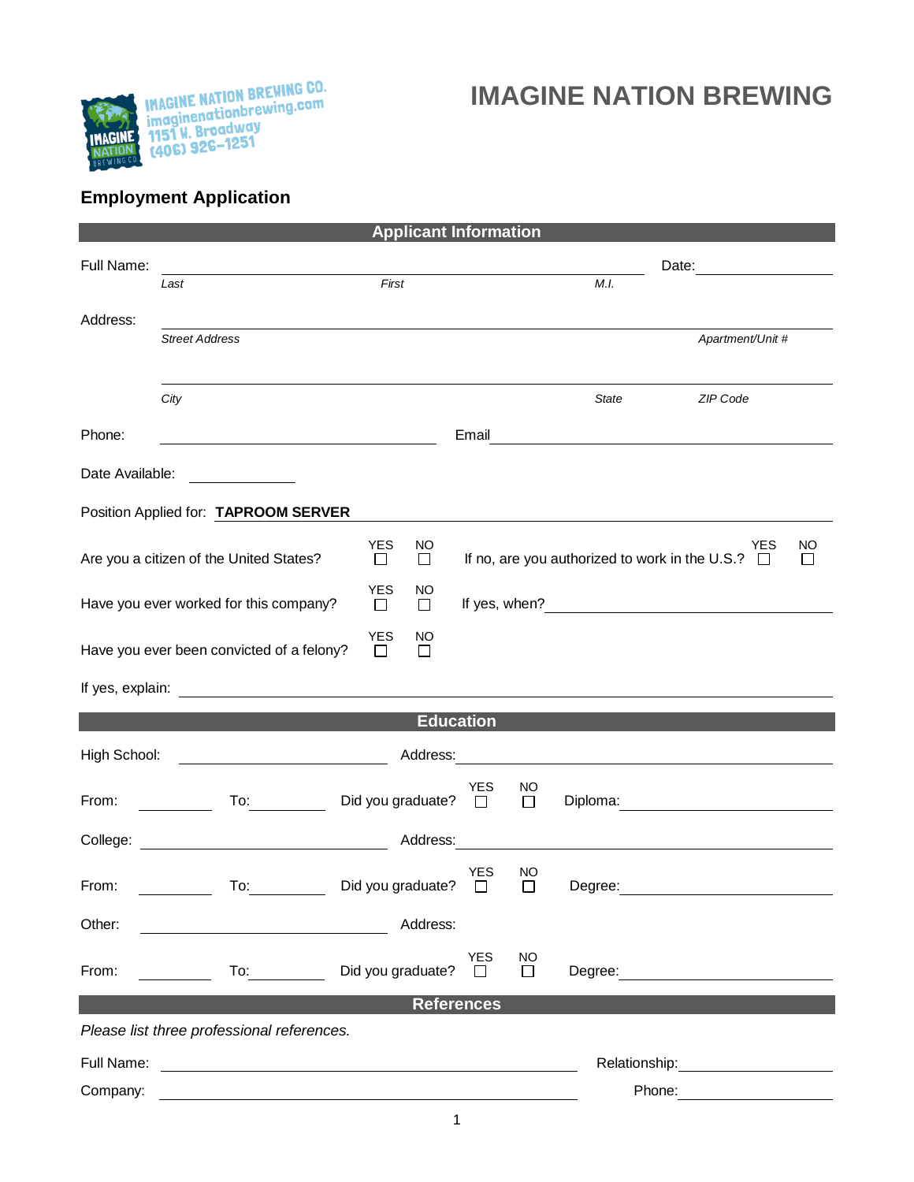IMAGINE NATION BREWING CO.
imaginenationbrewing.com
1151 W. Broadway
(406) 926-1251

# IMAGINE NATION BREWING

## Employment Application

### Applicant Information

Full Name: ______________________________________________ Date: ____________

*Last* *First* *M.I.*

Address: ______________________________________________

*Street Address* *Apartment/Unit #*

______________________________________________

*City* *State* *ZIP Code*

Phone: ____________________ Email ____________________

Date Available: ____________

Position Applied for: **TAPROOM SERVER**

Are you a citizen of the United States? YES ☐ NO ☐ If no, are you authorized to work in the U.S.? YES ☐ NO ☐

Have you ever worked for this company? YES ☐ NO ☐ If yes, when? ____________________

Have you ever been convicted of a felony? YES ☐ NO ☐

If yes, explain: ______________________________________________

### Education

High School: ____________________ Address: ____________________

From: __________ To: __________ Did you graduate? YES ☐ NO ☐ Diploma: ____________________

College: ____________________ Address: ____________________

From: __________ To: __________ Did you graduate? YES ☐ NO ☐ Degree: ____________________

Other: ____________________ Address:

From: __________ To: __________ Did you graduate? YES ☐ NO ☐ Degree: ____________________

### References

*Please list three professional references.*

Full Name: ______________________________ Relationship: ____________

Company: ______________________________ Phone: ____________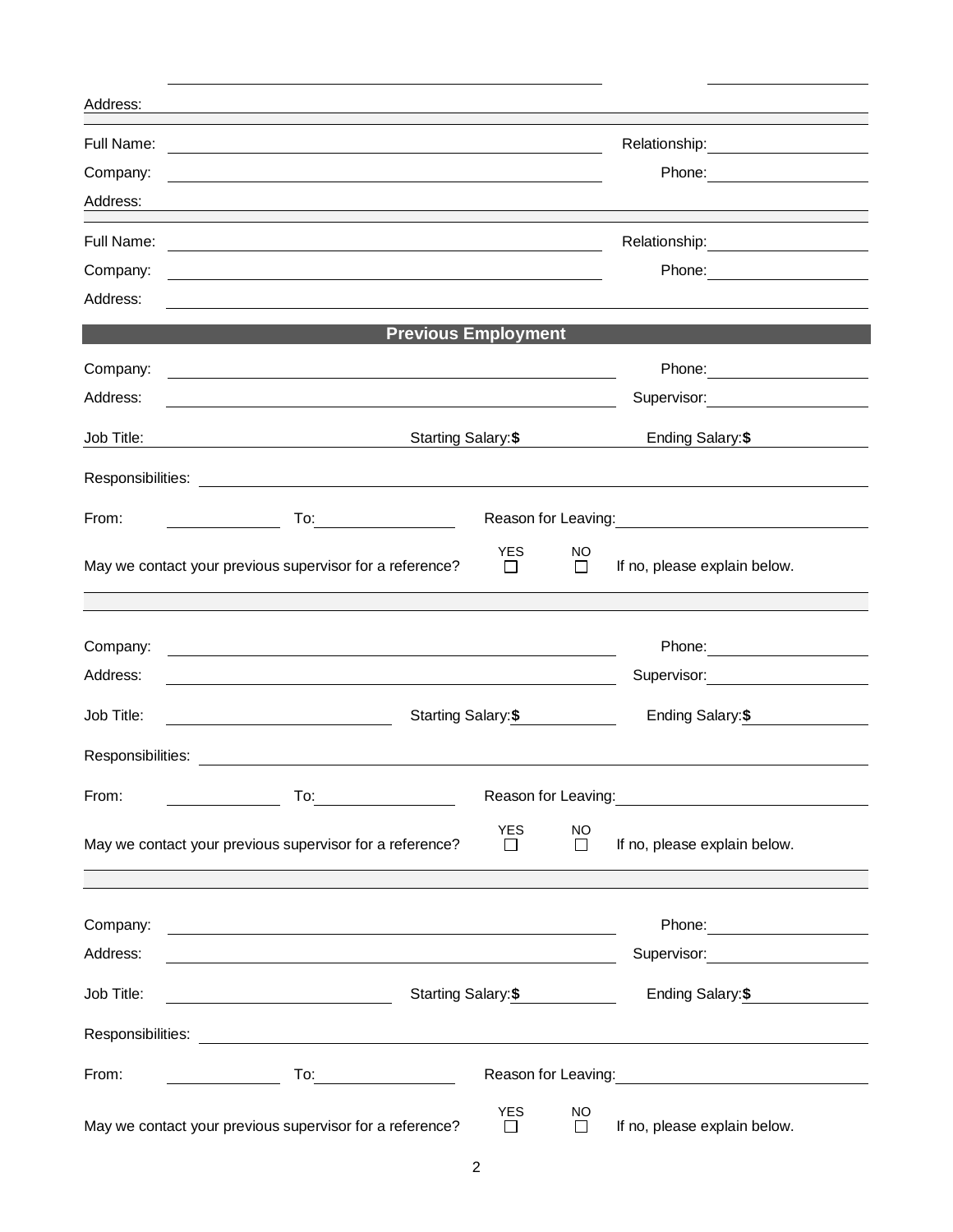Address: ______________________________________________

Full Name: ______________________________ Relationship: ______________

Company: ______________________________ Phone: ______________

Address: ______________________________________________

Full Name: ______________________________ Relationship: ______________

Company: ______________________________ Phone: ______________

Address: ______________________________________________

## Previous Employment

Company: ______________________________ Phone: ______________

Address: ______________________________ Supervisor: ______________

Job Title: ______________ Starting Salary: **$** ______________ Ending Salary: **$** ______________

Responsibilities: ______________________________________________

From: ______________ To: ______________ Reason for Leaving: ______________

May we contact your previous supervisor for a reference? YES ☐ NO ☐ If no, please explain below.

______________________________________________

Company: ______________________________ Phone: ______________

Address: ______________________________ Supervisor: ______________

Job Title: ______________ Starting Salary: **$** ______________ Ending Salary: **$** ______________

Responsibilities: ______________________________________________

From: ______________ To: ______________ Reason for Leaving: ______________

May we contact your previous supervisor for a reference? YES ☐ NO ☐ If no, please explain below.

______________________________________________

Company: ______________________________ Phone: ______________

Address: ______________________________ Supervisor: ______________

Job Title: ______________ Starting Salary: **$** ______________ Ending Salary: **$** ______________

Responsibilities: ______________________________________________

From: ______________ To: ______________ Reason for Leaving: ______________

May we contact your previous supervisor for a reference? YES ☐ NO ☐ If no, please explain below.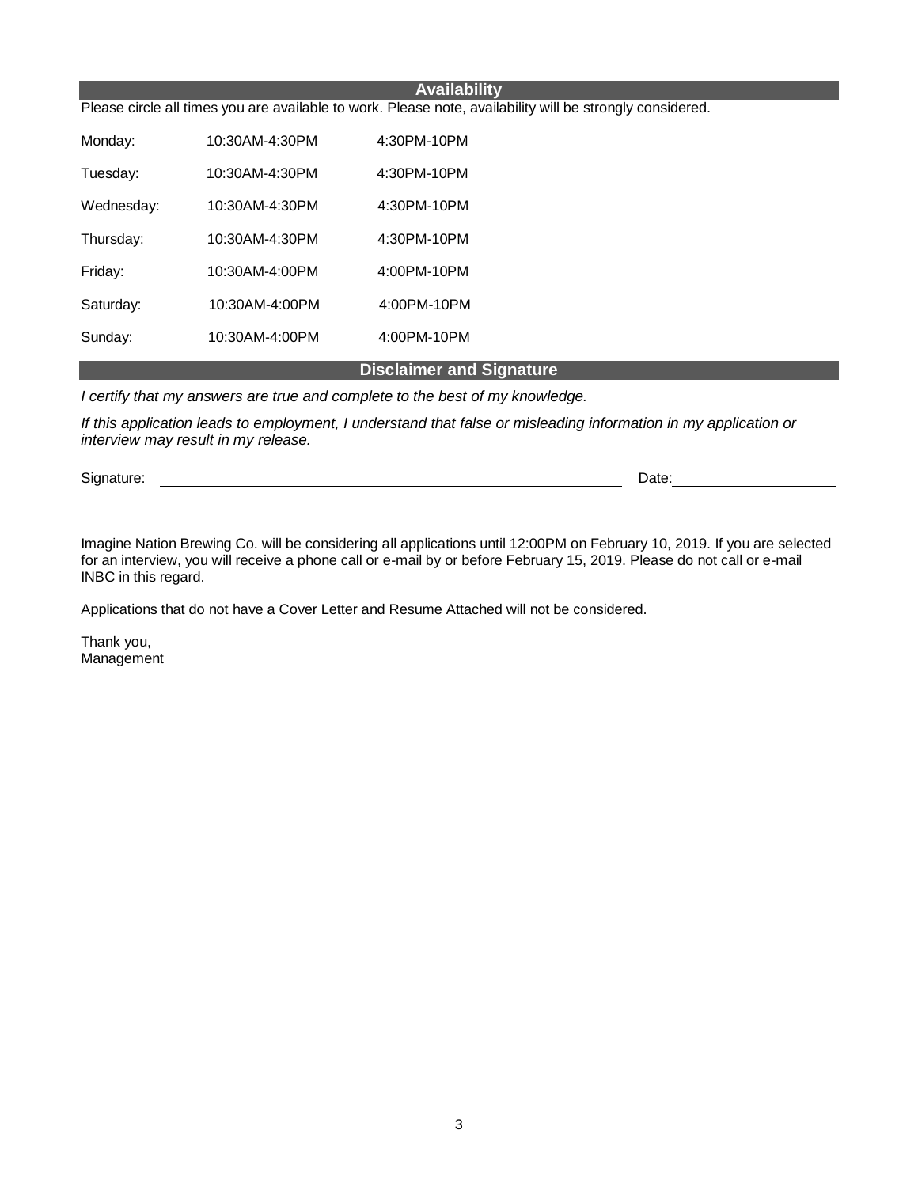## Availability

Please circle all times you are available to work. Please note, availability will be strongly considered.

| | | |
|---|---|---|
| Monday: | 10:30AM-4:30PM | 4:30PM-10PM |
| Tuesday: | 10:30AM-4:30PM | 4:30PM-10PM |
| Wednesday: | 10:30AM-4:30PM | 4:30PM-10PM |
| Thursday: | 10:30AM-4:30PM | 4:30PM-10PM |
| Friday: | 10:30AM-4:00PM | 4:00PM-10PM |
| Saturday: | 10:30AM-4:00PM | 4:00PM-10PM |
| Sunday: | 10:30AM-4:00PM | 4:00PM-10PM |

## Disclaimer and Signature

*I certify that my answers are true and complete to the best of my knowledge.*

*If this application leads to employment, I understand that false or misleading information in my application or interview may result in my release.*

Signature: ______________________________ Date: ______________

Imagine Nation Brewing Co. will be considering all applications until 12:00PM on February 10, 2019. If you are selected for an interview, you will receive a phone call or e-mail by or before February 15, 2019. Please do not call or e-mail INBC in this regard.

Applications that do not have a Cover Letter and Resume Attached will not be considered.

Thank you,
Management